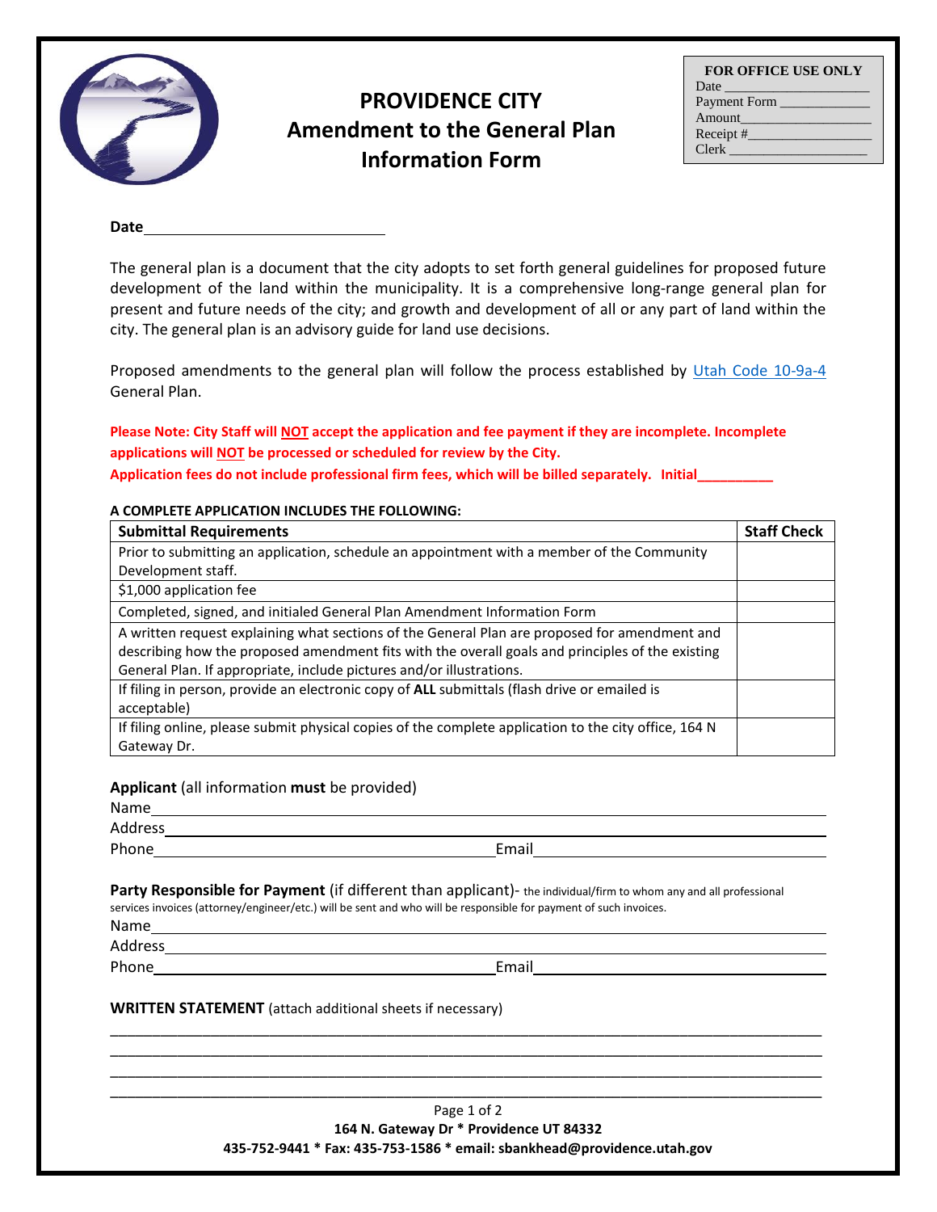# PROVIDENCE CITY
## Amendment to the General Plan
## Information Form

| FOR OFFICE USE ONLY |
|---|
| Date ____________________ |
| Payment Form ____________ |
| Amount__________________ |
| Receipt #_________________ |
| Clerk ___________________ |

**Date**_____________________________

The general plan is a document that the city adopts to set forth general guidelines for proposed future development of the land within the municipality. It is a comprehensive long-range general plan for present and future needs of the city; and growth and development of all or any part of land within the city. The general plan is an advisory guide for land use decisions.

Proposed amendments to the general plan will follow the process established by Utah Code 10-9a-4 General Plan.

**Please Note: City Staff will NOT accept the application and fee payment if they are incomplete. Incomplete applications will NOT be processed or scheduled for review by the City.**
**Application fees do not include professional firm fees, which will be billed separately. Initial__________**

**A COMPLETE APPLICATION INCLUDES THE FOLLOWING:**

| **Submittal Requirements** | **Staff Check** |
|---|---|
| Prior to submitting an application, schedule an appointment with a member of the Community Development staff. | |
| $1,000 application fee | |
| Completed, signed, and initialed General Plan Amendment Information Form | |
| A written request explaining what sections of the General Plan are proposed for amendment and describing how the proposed amendment fits with the overall goals and principles of the existing General Plan. If appropriate, include pictures and/or illustrations. | |
| If filing in person, provide an electronic copy of **ALL** submittals (flash drive or emailed is acceptable) | |
| If filing online, please submit physical copies of the complete application to the city office, 164 N Gateway Dr. | |

**Applicant** (all information **must** be provided)

Name_____________________________________________________________________________

Address___________________________________________________________________________

Phone________________________________________Email______________________________

**Party Responsible for Payment** (if different than applicant)- the individual/firm to whom any and all professional services invoices (attorney/engineer/etc.) will be sent and who will be responsible for payment of such invoices.

Name_____________________________________________________________________________

Address___________________________________________________________________________

Phone________________________________________Email______________________________

**WRITTEN STATEMENT** (attach additional sheets if necessary)

__________________________________________________________________________________

__________________________________________________________________________________

__________________________________________________________________________________

__________________________________________________________________________________

**164 N. Gateway Dr * Providence UT 84332**
**435-752-9441 * Fax: 435-753-1586 * email: sbankhead@providence.utah.gov**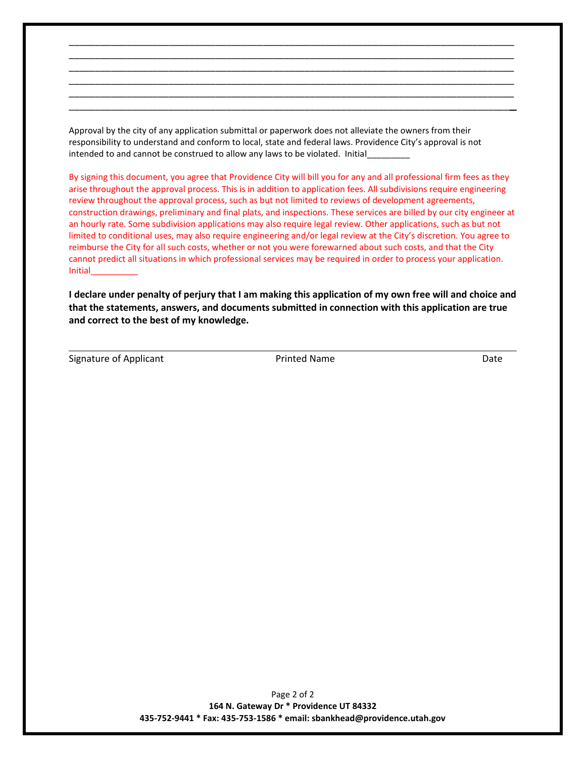\_\_\_\_\_\_\_\_\_\_\_\_\_\_\_\_\_\_\_\_\_\_\_\_\_\_\_\_\_\_\_\_\_\_\_\_\_\_\_\_\_\_\_\_\_\_\_\_\_\_\_\_\_\_\_\_\_\_\_\_\_\_\_\_\_\_\_\_\_\_\_\_\_\_\_\_\_\_\_\_
\_\_\_\_\_\_\_\_\_\_\_\_\_\_\_\_\_\_\_\_\_\_\_\_\_\_\_\_\_\_\_\_\_\_\_\_\_\_\_\_\_\_\_\_\_\_\_\_\_\_\_\_\_\_\_\_\_\_\_\_\_\_\_\_\_\_\_\_\_\_\_\_\_\_\_\_\_\_\_\_
\_\_\_\_\_\_\_\_\_\_\_\_\_\_\_\_\_\_\_\_\_\_\_\_\_\_\_\_\_\_\_\_\_\_\_\_\_\_\_\_\_\_\_\_\_\_\_\_\_\_\_\_\_\_\_\_\_\_\_\_\_\_\_\_\_\_\_\_\_\_\_\_\_\_\_\_\_\_\_\_
\_\_\_\_\_\_\_\_\_\_\_\_\_\_\_\_\_\_\_\_\_\_\_\_\_\_\_\_\_\_\_\_\_\_\_\_\_\_\_\_\_\_\_\_\_\_\_\_\_\_\_\_\_\_\_\_\_\_\_\_\_\_\_\_\_\_\_\_\_\_\_\_\_\_\_\_\_\_\_\_
\_\_\_\_\_\_\_\_\_\_\_\_\_\_\_\_\_\_\_\_\_\_\_\_\_\_\_\_\_\_\_\_\_\_\_\_\_\_\_\_\_\_\_\_\_\_\_\_\_\_\_\_\_\_\_\_\_\_\_\_\_\_\_\_\_\_\_\_\_\_\_\_\_\_\_\_\_\_\_\_
\_\_\_\_\_\_\_\_\_\_\_\_\_\_\_\_\_\_\_\_\_\_\_\_\_\_\_\_\_\_\_\_\_\_\_\_\_\_\_\_\_\_\_\_\_\_\_\_\_\_\_\_\_\_\_\_\_\_\_\_\_\_\_\_\_\_\_\_\_\_\_\_\_\_\_\_\_\_\_\_

Approval by the city of any application submittal or paperwork does not alleviate the owners from their responsibility to understand and conform to local, state and federal laws. Providence City's approval is not intended to and cannot be construed to allow any laws to be violated. Initial_________

By signing this document, you agree that Providence City will bill you for any and all professional firm fees as they arise throughout the approval process. This is in addition to application fees. All subdivisions require engineering review throughout the approval process, such as but not limited to reviews of development agreements, construction drawings, preliminary and final plats, and inspections. These services are billed by our city engineer at an hourly rate. Some subdivision applications may also require legal review. Other applications, such as but not limited to conditional uses, may also require engineering and/or legal review at the City's discretion. You agree to reimburse the City for all such costs, whether or not you were forewarned about such costs, and that the City cannot predict all situations in which professional services may be required in order to process your application. Initial__________

**I declare under penalty of perjury that I am making this application of my own free will and choice and that the statements, answers, and documents submitted in connection with this application are true and correct to the best of my knowledge.**

\_\_\_\_\_\_\_\_\_\_\_\_\_\_\_\_\_\_\_\_\_\_\_\_\_\_\_\_\_\_\_\_\_\_\_\_\_\_\_\_\_\_\_\_\_\_\_\_\_\_\_\_\_\_\_\_\_\_\_\_\_\_\_\_\_\_\_\_\_\_\_\_\_\_\_\_\_\_\_\_

Signature of Applicant          Printed Name          Date

**164 N. Gateway Dr * Providence UT 84332**
**435-752-9441 * Fax: 435-753-1586 * email: sbankhead@providence.utah.gov**